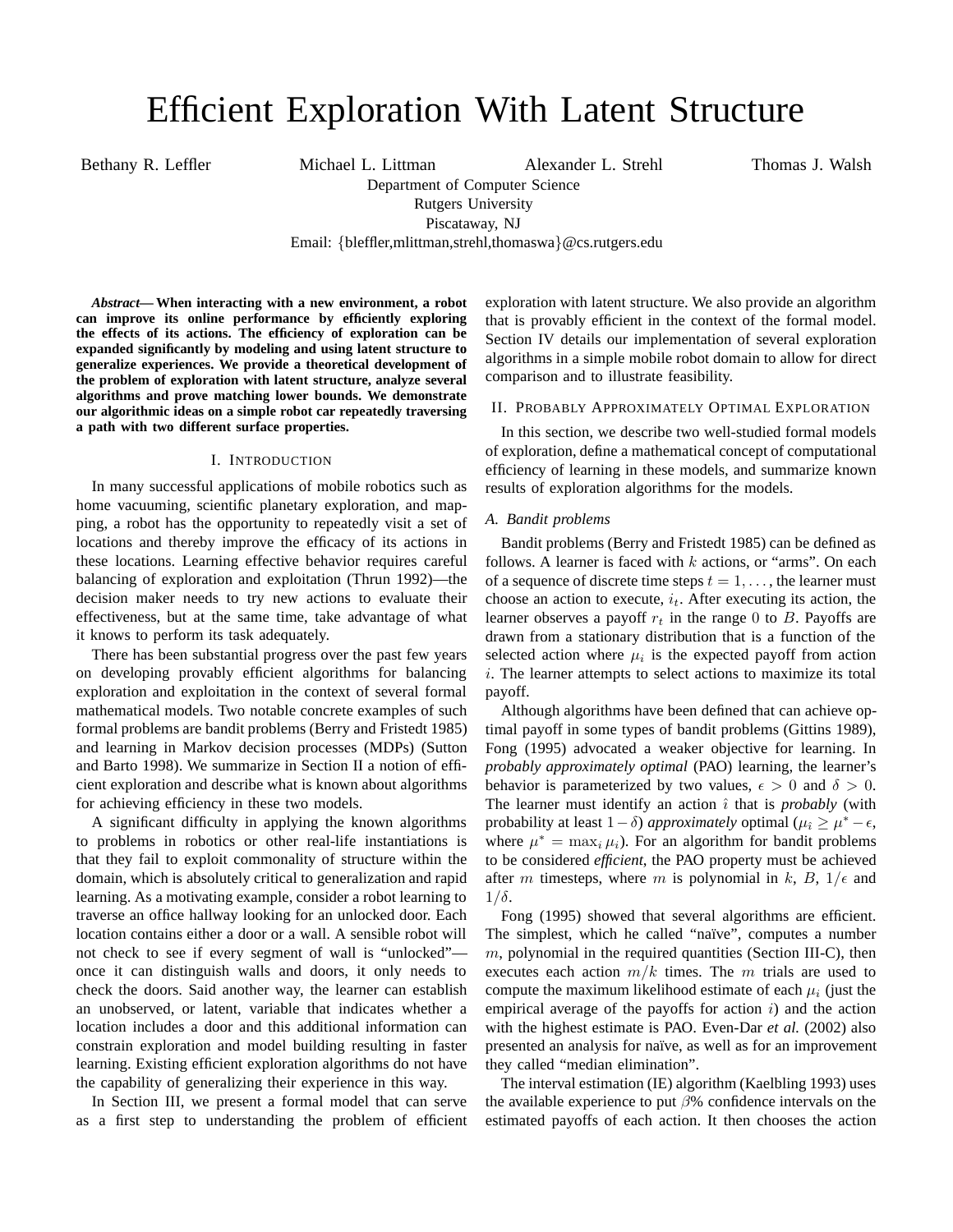# Efficient Exploration With Latent Structure

Bethany R. Leffler    Michael L. Littman    Alexander L. Strehl    Thomas J. Walsh

Department of Computer Science
Rutgers University
Piscataway, NJ
Email: {bleffler,mlittman,strehl,thomaswa}@cs.rutgers.edu

***Abstract*— When interacting with a new environment, a robot can improve its online performance by efficiently exploring the effects of its actions. The efficiency of exploration can be expanded significantly by modeling and using latent structure to generalize experiences. We provide a theoretical development of the problem of exploration with latent structure, analyze several algorithms and prove matching lower bounds. We demonstrate our algorithmic ideas on a simple robot car repeatedly traversing a path with two different surface properties.**

## I. Introduction

In many successful applications of mobile robotics such as home vacuuming, scientific planetary exploration, and mapping, a robot has the opportunity to repeatedly visit a set of locations and thereby improve the efficacy of its actions in these locations. Learning effective behavior requires careful balancing of exploration and exploitation (Thrun 1992)—the decision maker needs to try new actions to evaluate their effectiveness, but at the same time, take advantage of what it knows to perform its task adequately.

There has been substantial progress over the past few years on developing provably efficient algorithms for balancing exploration and exploitation in the context of several formal mathematical models. Two notable concrete examples of such formal problems are bandit problems (Berry and Fristedt 1985) and learning in Markov decision processes (MDPs) (Sutton and Barto 1998). We summarize in Section II a notion of efficient exploration and describe what is known about algorithms for achieving efficiency in these two models.

A significant difficulty in applying the known algorithms to problems in robotics or other real-life instantiations is that they fail to exploit commonality of structure within the domain, which is absolutely critical to generalization and rapid learning. As a motivating example, consider a robot learning to traverse an office hallway looking for an unlocked door. Each location contains either a door or a wall. A sensible robot will not check to see if every segment of wall is "unlocked"—once it can distinguish walls and doors, it only needs to check the doors. Said another way, the learner can establish an unobserved, or latent, variable that indicates whether a location includes a door and this additional information can constrain exploration and model building resulting in faster learning. Existing efficient exploration algorithms do not have the capability of generalizing their experience in this way.

In Section III, we present a formal model that can serve as a first step to understanding the problem of efficient exploration with latent structure. We also provide an algorithm that is provably efficient in the context of the formal model. Section IV details our implementation of several exploration algorithms in a simple mobile robot domain to allow for direct comparison and to illustrate feasibility.

## II. Probably Approximately Optimal Exploration

In this section, we describe two well-studied formal models of exploration, define a mathematical concept of computational efficiency of learning in these models, and summarize known results of exploration algorithms for the models.

### A. Bandit problems

Bandit problems (Berry and Fristedt 1985) can be defined as follows. A learner is faced with $k$ actions, or "arms". On each of a sequence of discrete time steps $t = 1, \ldots,$ the learner must choose an action to execute, $i_t$. After executing its action, the learner observes a payoff $r_t$ in the range 0 to $B$. Payoffs are drawn from a stationary distribution that is a function of the selected action where $\mu_i$ is the expected payoff from action $i$. The learner attempts to select actions to maximize its total payoff.

Although algorithms have been defined that can achieve optimal payoff in some types of bandit problems (Gittins 1989), Fong (1995) advocated a weaker objective for learning. In *probably approximately optimal* (PAO) learning, the learner's behavior is parameterized by two values, $\epsilon > 0$ and $\delta > 0$. The learner must identify an action $\hat{\imath}$ that is *probably* (with probability at least $1-\delta$) *approximately* optimal ($\mu_{\hat{\imath}} \geq \mu^* - \epsilon$, where $\mu^* = \max_i \mu_i$). For an algorithm for bandit problems to be considered *efficient*, the PAO property must be achieved after $m$ timesteps, where $m$ is polynomial in $k$, $B$, $1/\epsilon$ and $1/\delta$.

Fong (1995) showed that several algorithms are efficient. The simplest, which he called "naïve", computes a number $m$, polynomial in the required quantities (Section III-C), then executes each action $m/k$ times. The $m$ trials are used to compute the maximum likelihood estimate of each $\mu_i$ (just the empirical average of the payoffs for action $i$) and the action with the highest estimate is PAO. Even-Dar *et al.* (2002) also presented an analysis for naïve, as well as for an improvement they called "median elimination".

The interval estimation (IE) algorithm (Kaelbling 1993) uses the available experience to put $\beta$% confidence intervals on the estimated payoffs of each action. It then chooses the action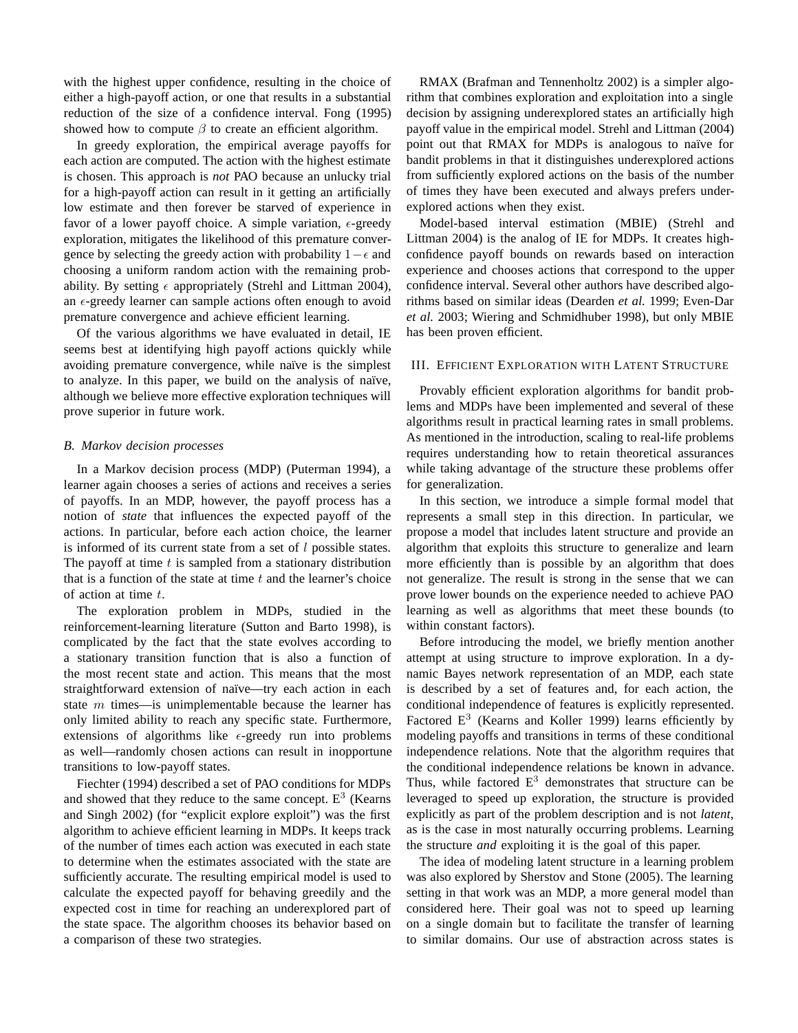with the highest upper confidence, resulting in the choice of either a high-payoff action, or one that results in a substantial reduction of the size of a confidence interval. Fong (1995) showed how to compute $\beta$ to create an efficient algorithm.

In greedy exploration, the empirical average payoffs for each action are computed. The action with the highest estimate is chosen. This approach is *not* PAO because an unlucky trial for a high-payoff action can result in it getting an artificially low estimate and then forever be starved of experience in favor of a lower payoff choice. A simple variation, $\epsilon$-greedy exploration, mitigates the likelihood of this premature convergence by selecting the greedy action with probability $1-\epsilon$ and choosing a uniform random action with the remaining probability. By setting $\epsilon$ appropriately (Strehl and Littman 2004), an $\epsilon$-greedy learner can sample actions often enough to avoid premature convergence and achieve efficient learning.

Of the various algorithms we have evaluated in detail, IE seems best at identifying high payoff actions quickly while avoiding premature convergence, while naïve is the simplest to analyze. In this paper, we build on the analysis of naïve, although we believe more effective exploration techniques will prove superior in future work.

### B. Markov decision processes

In a Markov decision process (MDP) (Puterman 1994), a learner again chooses a series of actions and receives a series of payoffs. In an MDP, however, the payoff process has a notion of *state* that influences the expected payoff of the actions. In particular, before each action choice, the learner is informed of its current state from a set of $l$ possible states. The payoff at time $t$ is sampled from a stationary distribution that is a function of the state at time $t$ and the learner's choice of action at time $t$.

The exploration problem in MDPs, studied in the reinforcement-learning literature (Sutton and Barto 1998), is complicated by the fact that the state evolves according to a stationary transition function that is also a function of the most recent state and action. This means that the most straightforward extension of naïve—try each action in each state $m$ times—is unimplementable because the learner has only limited ability to reach any specific state. Furthermore, extensions of algorithms like $\epsilon$-greedy run into problems as well—randomly chosen actions can result in inopportune transitions to low-payoff states.

Fiechter (1994) described a set of PAO conditions for MDPs and showed that they reduce to the same concept. $E^3$ (Kearns and Singh 2002) (for "explicit explore exploit") was the first algorithm to achieve efficient learning in MDPs. It keeps track of the number of times each action was executed in each state to determine when the estimates associated with the state are sufficiently accurate. The resulting empirical model is used to calculate the expected payoff for behaving greedily and the expected cost in time for reaching an underexplored part of the state space. The algorithm chooses its behavior based on a comparison of these two strategies.

RMAX (Brafman and Tennenholtz 2002) is a simpler algorithm that combines exploration and exploitation into a single decision by assigning underexplored states an artificially high payoff value in the empirical model. Strehl and Littman (2004) point out that RMAX for MDPs is analogous to naïve for bandit problems in that it distinguishes underexplored actions from sufficiently explored actions on the basis of the number of times they have been executed and always prefers underexplored actions when they exist.

Model-based interval estimation (MBIE) (Strehl and Littman 2004) is the analog of IE for MDPs. It creates high-confidence payoff bounds on rewards based on interaction experience and chooses actions that correspond to the upper confidence interval. Several other authors have described algorithms based on similar ideas (Dearden *et al.* 1999; Even-Dar *et al.* 2003; Wiering and Schmidhuber 1998), but only MBIE has been proven efficient.

## III. Efficient Exploration with Latent Structure

Provably efficient exploration algorithms for bandit problems and MDPs have been implemented and several of these algorithms result in practical learning rates in small problems. As mentioned in the introduction, scaling to real-life problems requires understanding how to retain theoretical assurances while taking advantage of the structure these problems offer for generalization.

In this section, we introduce a simple formal model that represents a small step in this direction. In particular, we propose a model that includes latent structure and provide an algorithm that exploits this structure to generalize and learn more efficiently than is possible by an algorithm that does not generalize. The result is strong in the sense that we can prove lower bounds on the experience needed to achieve PAO learning as well as algorithms that meet these bounds (to within constant factors).

Before introducing the model, we briefly mention another attempt at using structure to improve exploration. In a dynamic Bayes network representation of an MDP, each state is described by a set of features and, for each action, the conditional independence of features is explicitly represented. Factored $E^3$ (Kearns and Koller 1999) learns efficiently by modeling payoffs and transitions in terms of these conditional independence relations. Note that the algorithm requires that the conditional independence relations be known in advance. Thus, while factored $E^3$ demonstrates that structure can be leveraged to speed up exploration, the structure is provided explicitly as part of the problem description and is not *latent*, as is the case in most naturally occurring problems. Learning the structure *and* exploiting it is the goal of this paper.

The idea of modeling latent structure in a learning problem was also explored by Sherstov and Stone (2005). The learning setting in that work was an MDP, a more general model than considered here. Their goal was not to speed up learning on a single domain but to facilitate the transfer of learning to similar domains. Our use of abstraction across states is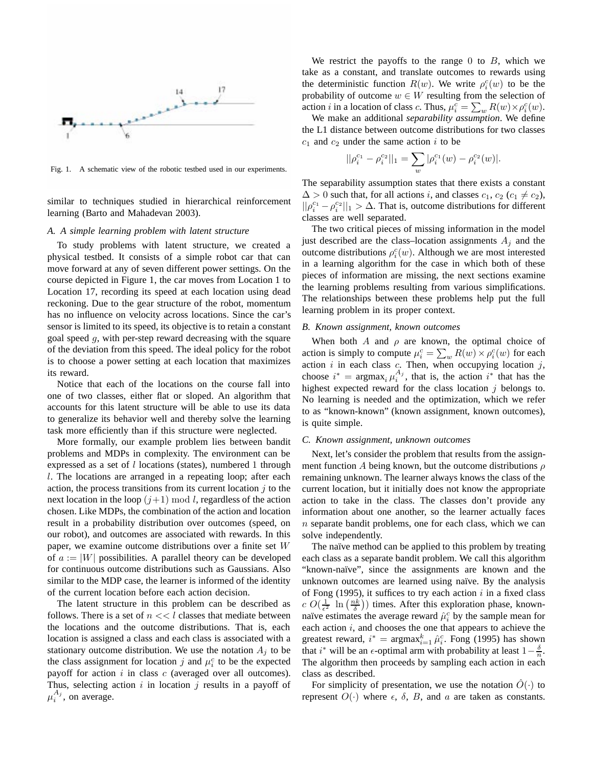Fig. 1. A schematic view of the robotic testbed used in our experiments.

similar to techniques studied in hierarchical reinforcement learning (Barto and Mahadevan 2003).

### A. A simple learning problem with latent structure

To study problems with latent structure, we created a physical testbed. It consists of a simple robot car that can move forward at any of seven different power settings. On the course depicted in Figure 1, the car moves from Location 1 to Location 17, recording its speed at each location using dead reckoning. Due to the gear structure of the robot, momentum has no influence on velocity across locations. Since the car's sensor is limited to its speed, its objective is to retain a constant goal speed $g$, with per-step reward decreasing with the square of the deviation from this speed. The ideal policy for the robot is to choose a power setting at each location that maximizes its reward.

Notice that each of the locations on the course fall into one of two classes, either flat or sloped. An algorithm that accounts for this latent structure will be able to use its data to generalize its behavior well and thereby solve the learning task more efficiently than if this structure were neglected.

More formally, our example problem lies between bandit problems and MDPs in complexity. The environment can be expressed as a set of $l$ locations (states), numbered 1 through $l$. The locations are arranged in a repeating loop; after each action, the process transitions from its current location $j$ to the next location in the loop $(j+1) \bmod l$, regardless of the action chosen. Like MDPs, the combination of the action and location result in a probability distribution over outcomes (speed, on our robot), and outcomes are associated with rewards. In this paper, we examine outcome distributions over a finite set $W$ of $a := |W|$ possibilities. A parallel theory can be developed for continuous outcome distributions such as Gaussians. Also similar to the MDP case, the learner is informed of the identity of the current location before each action decision.

The latent structure in this problem can be described as follows. There is a set of $n << l$ classes that mediate between the locations and the outcome distributions. That is, each location is assigned a class and each class is associated with a stationary outcome distribution. We use the notation $A_j$ to be the class assignment for location $j$ and $\mu_i^c$ to be the expected payoff for action $i$ in class $c$ (averaged over all outcomes). Thus, selecting action $i$ in location $j$ results in a payoff of $\mu_i^{A_j}$, on average.

We restrict the payoffs to the range 0 to $B$, which we take as a constant, and translate outcomes to rewards using the deterministic function $R(w)$. We write $\rho_i^c(w)$ to be the probability of outcome $w \in W$ resulting from the selection of action $i$ in a location of class $c$. Thus, $\mu_i^c = \sum_w R(w) \times \rho_i^c(w)$.

We make an additional *separability assumption*. We define the L1 distance between outcome distributions for two classes $c_1$ and $c_2$ under the same action $i$ to be

$$||\rho_i^{c_1} - \rho_i^{c_2}||_1 = \sum_w |\rho_i^{c_1}(w) - \rho_i^{c_2}(w)|.$$

The separability assumption states that there exists a constant $\Delta > 0$ such that, for all actions $i$, and classes $c_1$, $c_2$ ($c_1 \neq c_2$), $||\rho_i^{c_1} - \rho_i^{c_2}||_1 > \Delta$. That is, outcome distributions for different classes are well separated.

The two critical pieces of missing information in the model just described are the class–location assignments $A_j$ and the outcome distributions $\rho_i^c(w)$. Although we are most interested in a learning algorithm for the case in which both of these pieces of information are missing, the next sections examine the learning problems resulting from various simplifications. The relationships between these problems help put the full learning problem in its proper context.

### B. Known assignment, known outcomes

When both $A$ and $\rho$ are known, the optimal choice of action is simply to compute $\mu_i^c = \sum_w R(w) \times \rho_i^c(w)$ for each action $i$ in each class $c$. Then, when occupying location $j$, choose $i^* = \text{argmax}_i \, \mu_i^{A_j}$, that is, the action $i^*$ that has the highest expected reward for the class location $j$ belongs to. No learning is needed and the optimization, which we refer to as "known-known" (known assignment, known outcomes), is quite simple.

### C. Known assignment, unknown outcomes

Next, let's consider the problem that results from the assignment function $A$ being known, but the outcome distributions $\rho$ remaining unknown. The learner always knows the class of the current location, but it initially does not know the appropriate action to take in the class. The classes don't provide any information about one another, so the learner actually faces $n$ separate bandit problems, one for each class, which we can solve independently.

The naïve method can be applied to this problem by treating each class as a separate bandit problem. We call this algorithm "known-naïve", since the assignments are known and the unknown outcomes are learned using naïve. By the analysis of Fong (1995), it suffices to try each action $i$ in a fixed class $c$ $O(\frac{1}{\epsilon^2} \ln\left(\frac{nk}{\delta}\right))$ times. After this exploration phase, known-naïve estimates the average reward $\hat{\mu}_i^c$ by the sample mean for each action $i$, and chooses the one that appears to achieve the greatest reward, $i^* = \text{argmax}_{i=1}^k \, \hat{\mu}_i^c$. Fong (1995) has shown that $i^*$ will be an $\epsilon$-optimal arm with probability at least $1 - \frac{\delta}{n}$. The algorithm then proceeds by sampling each action in each class as described.

For simplicity of presentation, we use the notation $\hat{O}(\cdot)$ to represent $O(\cdot)$ where $\epsilon$, $\delta$, $B$, and $a$ are taken as constants.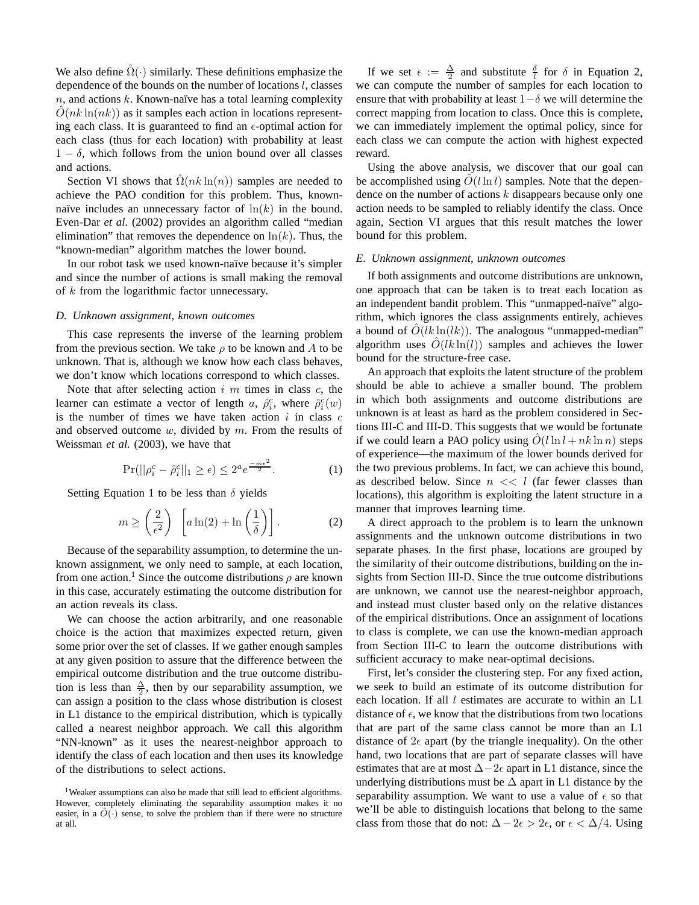We also define $\hat{\Omega}(\cdot)$ similarly. These definitions emphasize the dependence of the bounds on the number of locations $l$, classes $n$, and actions $k$. Known-naïve has a total learning complexity $\hat{O}(nk \ln(nk))$ as it samples each action in locations representing each class. It is guaranteed to find an $\epsilon$-optimal action for each class (thus for each location) with probability at least $1 - \delta$, which follows from the union bound over all classes and actions.

Section VI shows that $\hat{\Omega}(nk \ln(n))$ samples are needed to achieve the PAO condition for this problem. Thus, known-naïve includes an unnecessary factor of $\ln(k)$ in the bound. Even-Dar *et al.* (2002) provides an algorithm called "median elimination" that removes the dependence on $\ln(k)$. Thus, the "known-median" algorithm matches the lower bound.

In our robot task we used known-naïve because it's simpler and since the number of actions is small making the removal of $k$ from the logarithmic factor unnecessary.

### *D. Unknown assignment, known outcomes*

This case represents the inverse of the learning problem from the previous section. We take $\rho$ to be known and $A$ to be unknown. That is, although we know how each class behaves, we don't know which locations correspond to which classes.

Note that after selecting action $i$ $m$ times in class $c$, the learner can estimate a vector of length $a$, $\hat{\rho}_i^c$, where $\hat{\rho}_i^c(w)$ is the number of times we have taken action $i$ in class $c$ and observed outcome $w$, divided by $m$. From the results of Weissman *et al.* (2003), we have that

$$\Pr(||\rho_i^c - \hat{\rho}_i^c||_1 \geq \epsilon) \leq 2^a e^{\frac{-m\epsilon^2}{2}}. \tag{1}$$

Setting Equation 1 to be less than $\delta$ yields

$$m \geq \left(\frac{2}{\epsilon^2}\right) \left[a \ln(2) + \ln\left(\frac{1}{\delta}\right)\right]. \tag{2}$$

Because of the separability assumption, to determine the unknown assignment, we only need to sample, at each location, from one action.[1] Since the outcome distributions $\rho$ are known in this case, accurately estimating the outcome distribution for an action reveals its class.

We can choose the action arbitrarily, and one reasonable choice is the action that maximizes expected return, given some prior over the set of classes. If we gather enough samples at any given position to assure that the difference between the empirical outcome distribution and the true outcome distribution is less than $\frac{\Delta}{2}$, then by our separability assumption, we can assign a position to the class whose distribution is closest in L1 distance to the empirical distribution, which is typically called a nearest neighbor approach. We call this algorithm "NN-known" as it uses the nearest-neighbor approach to identify the class of each location and then uses its knowledge of the distributions to select actions.

[1] Weaker assumptions can also be made that still lead to efficient algorithms. However, completely eliminating the separability assumption makes it no easier, in a $\hat{O}(\cdot)$ sense, to solve the problem than if there were no structure at all.

If we set $\epsilon := \frac{\Delta}{2}$ and substitute $\frac{\delta}{l}$ for $\delta$ in Equation 2, we can compute the number of samples for each location to ensure that with probability at least $1-\delta$ we will determine the correct mapping from location to class. Once this is complete, we can immediately implement the optimal policy, since for each class we can compute the action with highest expected reward.

Using the above analysis, we discover that our goal can be accomplished using $\hat{O}(l \ln l)$ samples. Note that the dependence on the number of actions $k$ disappears because only one action needs to be sampled to reliably identify the class. Once again, Section VI argues that this result matches the lower bound for this problem.

### *E. Unknown assignment, unknown outcomes*

If both assignments and outcome distributions are unknown, one approach that can be taken is to treat each location as an independent bandit problem. This "unmapped-naïve" algorithm, which ignores the class assignments entirely, achieves a bound of $\hat{O}(lk \ln(lk))$. The analogous "unmapped-median" algorithm uses $\hat{O}(lk \ln(l))$ samples and achieves the lower bound for the structure-free case.

An approach that exploits the latent structure of the problem should be able to achieve a smaller bound. The problem in which both assignments and outcome distributions are unknown is at least as hard as the problem considered in Sections III-C and III-D. This suggests that we would be fortunate if we could learn a PAO policy using $\hat{O}(l \ln l + nk \ln n)$ steps of experience—the maximum of the lower bounds derived for the two previous problems. In fact, we can achieve this bound, as described below. Since $n << l$ (far fewer classes than locations), this algorithm is exploiting the latent structure in a manner that improves learning time.

A direct approach to the problem is to learn the unknown assignments and the unknown outcome distributions in two separate phases. In the first phase, locations are grouped by the similarity of their outcome distributions, building on the insights from Section III-D. Since the true outcome distributions are unknown, we cannot use the nearest-neighbor approach, and instead must cluster based only on the relative distances of the empirical distributions. Once an assignment of locations to class is complete, we can use the known-median approach from Section III-C to learn the outcome distributions with sufficient accuracy to make near-optimal decisions.

First, let's consider the clustering step. For any fixed action, we seek to build an estimate of its outcome distribution for each location. If all $l$ estimates are accurate to within an L1 distance of $\epsilon$, we know that the distributions from two locations that are part of the same class cannot be more than an L1 distance of $2\epsilon$ apart (by the triangle inequality). On the other hand, two locations that are part of separate classes will have estimates that are at most $\Delta - 2\epsilon$ apart in L1 distance, since the underlying distributions must be $\Delta$ apart in L1 distance by the separability assumption. We want to use a value of $\epsilon$ so that we'll be able to distinguish locations that belong to the same class from those that do not: $\Delta - 2\epsilon > 2\epsilon$, or $\epsilon < \Delta/4$. Using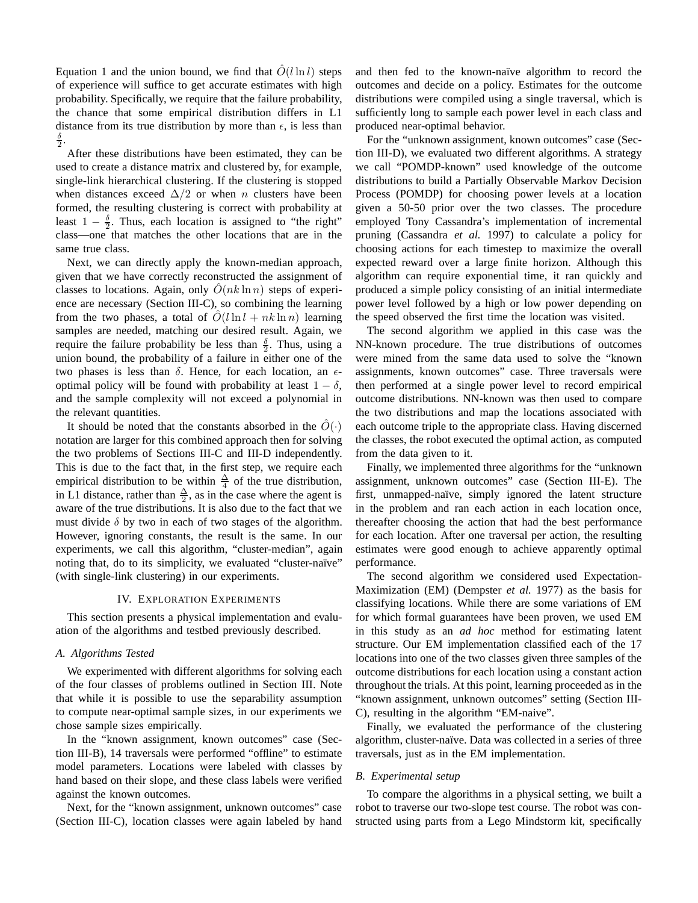Equation 1 and the union bound, we find that $\hat{O}(l \ln l)$ steps of experience will suffice to get accurate estimates with high probability. Specifically, we require that the failure probability, the chance that some empirical distribution differs in L1 distance from its true distribution by more than $\epsilon$, is less than $\frac{\delta}{2}$.

After these distributions have been estimated, they can be used to create a distance matrix and clustered by, for example, single-link hierarchical clustering. If the clustering is stopped when distances exceed $\Delta/2$ or when $n$ clusters have been formed, the resulting clustering is correct with probability at least $1 - \frac{\delta}{2}$. Thus, each location is assigned to "the right" class—one that matches the other locations that are in the same true class.

Next, we can directly apply the known-median approach, given that we have correctly reconstructed the assignment of classes to locations. Again, only $\hat{O}(nk \ln n)$ steps of experience are necessary (Section III-C), so combining the learning from the two phases, a total of $\hat{O}(l \ln l + nk \ln n)$ learning samples are needed, matching our desired result. Again, we require the failure probability be less than $\frac{\delta}{2}$. Thus, using a union bound, the probability of a failure in either one of the two phases is less than $\delta$. Hence, for each location, an $\epsilon$-optimal policy will be found with probability at least $1 - \delta$, and the sample complexity will not exceed a polynomial in the relevant quantities.

It should be noted that the constants absorbed in the $\hat{O}(\cdot)$ notation are larger for this combined approach then for solving the two problems of Sections III-C and III-D independently. This is due to the fact that, in the first step, we require each empirical distribution to be within $\frac{\Delta}{4}$ of the true distribution, in L1 distance, rather than $\frac{\Delta}{2}$, as in the case where the agent is aware of the true distributions. It is also due to the fact that we must divide $\delta$ by two in each of two stages of the algorithm. However, ignoring constants, the result is the same. In our experiments, we call this algorithm, "cluster-median", again noting that, do to its simplicity, we evaluated "cluster-naïve" (with single-link clustering) in our experiments.

## IV. Exploration Experiments

This section presents a physical implementation and evaluation of the algorithms and testbed previously described.

### A. Algorithms Tested

We experimented with different algorithms for solving each of the four classes of problems outlined in Section III. Note that while it is possible to use the separability assumption to compute near-optimal sample sizes, in our experiments we chose sample sizes empirically.

In the "known assignment, known outcomes" case (Section III-B), 14 traversals were performed "offline" to estimate model parameters. Locations were labeled with classes by hand based on their slope, and these class labels were verified against the known outcomes.

Next, for the "known assignment, unknown outcomes" case (Section III-C), location classes were again labeled by hand and then fed to the known-naïve algorithm to record the outcomes and decide on a policy. Estimates for the outcome distributions were compiled using a single traversal, which is sufficiently long to sample each power level in each class and produced near-optimal behavior.

For the "unknown assignment, known outcomes" case (Section III-D), we evaluated two different algorithms. A strategy we call "POMDP-known" used knowledge of the outcome distributions to build a Partially Observable Markov Decision Process (POMDP) for choosing power levels at a location given a 50-50 prior over the two classes. The procedure employed Tony Cassandra's implementation of incremental pruning (Cassandra *et al.* 1997) to calculate a policy for choosing actions for each timestep to maximize the overall expected reward over a large finite horizon. Although this algorithm can require exponential time, it ran quickly and produced a simple policy consisting of an initial intermediate power level followed by a high or low power depending on the speed observed the first time the location was visited.

The second algorithm we applied in this case was the NN-known procedure. The true distributions of outcomes were mined from the same data used to solve the "known assignments, known outcomes" case. Three traversals were then performed at a single power level to record empirical outcome distributions. NN-known was then used to compare the two distributions and map the locations associated with each outcome triple to the appropriate class. Having discerned the classes, the robot executed the optimal action, as computed from the data given to it.

Finally, we implemented three algorithms for the "unknown assignment, unknown outcomes" case (Section III-E). The first, unmapped-naïve, simply ignored the latent structure in the problem and ran each action in each location once, thereafter choosing the action that had the best performance for each location. After one traversal per action, the resulting estimates were good enough to achieve apparently optimal performance.

The second algorithm we considered used Expectation-Maximization (EM) (Dempster *et al.* 1977) as the basis for classifying locations. While there are some variations of EM for which formal guarantees have been proven, we used EM in this study as an *ad hoc* method for estimating latent structure. Our EM implementation classified each of the 17 locations into one of the two classes given three samples of the outcome distributions for each location using a constant action throughout the trials. At this point, learning proceeded as in the "known assignment, unknown outcomes" setting (Section III-C), resulting in the algorithm "EM-naive".

Finally, we evaluated the performance of the clustering algorithm, cluster-naïve. Data was collected in a series of three traversals, just as in the EM implementation.

### B. Experimental setup

To compare the algorithms in a physical setting, we built a robot to traverse our two-slope test course. The robot was constructed using parts from a Lego Mindstorm kit, specifically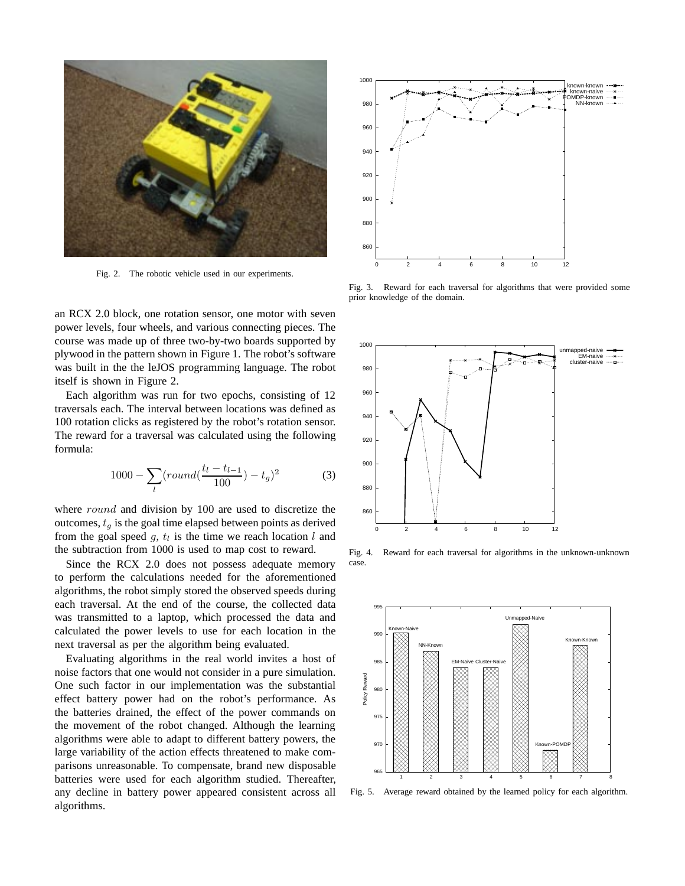Fig. 2. The robotic vehicle used in our experiments.

Fig. 3. Reward for each traversal for algorithms that were provided some prior knowledge of the domain.

Fig. 4. Reward for each traversal for algorithms in the unknown-unknown case.

Fig. 5. Average reward obtained by the learned policy for each algorithm.

an RCX 2.0 block, one rotation sensor, one motor with seven power levels, four wheels, and various connecting pieces. The course was made up of three two-by-two boards supported by plywood in the pattern shown in Figure 1. The robot's software was built in the the leJOS programming language. The robot itself is shown in Figure 2.

Each algorithm was run for two epochs, consisting of 12 traversals each. The interval between locations was defined as 100 rotation clicks as registered by the robot's rotation sensor. The reward for a traversal was calculated using the following formula:

$$1000 - \sum_{l} (round(\frac{t_l - t_{l-1}}{100}) - t_g)^2 \tag{3}$$

where $round$ and division by 100 are used to discretize the outcomes, $t_g$ is the goal time elapsed between points as derived from the goal speed $g$, $t_l$ is the time we reach location $l$ and the subtraction from 1000 is used to map cost to reward.

Since the RCX 2.0 does not possess adequate memory to perform the calculations needed for the aforementioned algorithms, the robot simply stored the observed speeds during each traversal. At the end of the course, the collected data was transmitted to a laptop, which processed the data and calculated the power levels to use for each location in the next traversal as per the algorithm being evaluated.

Evaluating algorithms in the real world invites a host of noise factors that one would not consider in a pure simulation. One such factor in our implementation was the substantial effect battery power had on the robot's performance. As the batteries drained, the effect of the power commands on the movement of the robot changed. Although the learning algorithms were able to adapt to different battery powers, the large variability of the action effects threatened to make comparisons unreasonable. To compensate, brand new disposable batteries were used for each algorithm studied. Thereafter, any decline in battery power appeared consistent across all algorithms.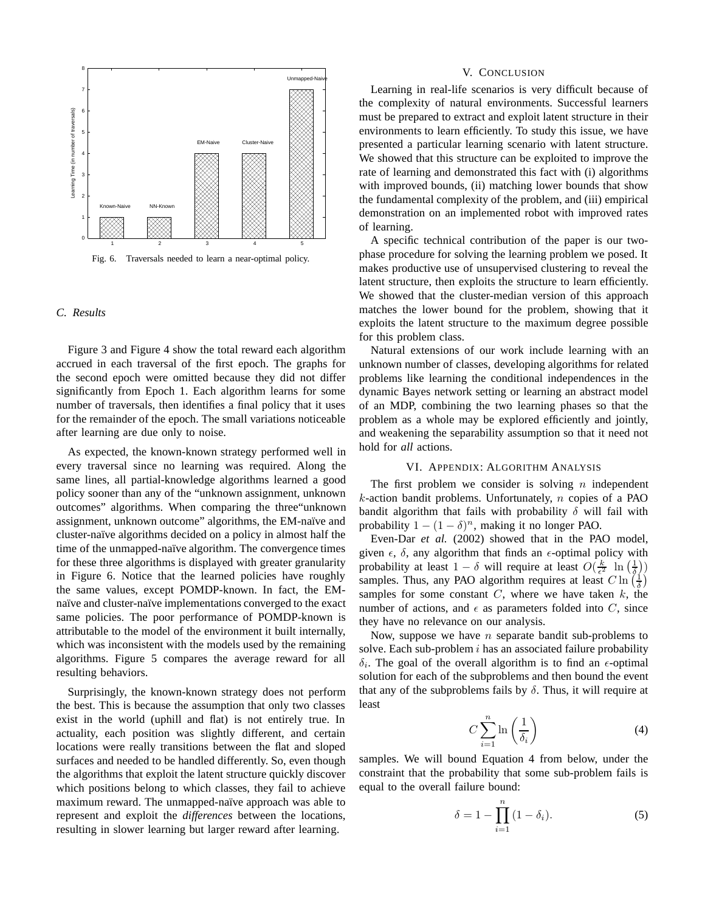Fig. 6. Traversals needed to learn a near-optimal policy.

### C. Results

Figure 3 and Figure 4 show the total reward each algorithm accrued in each traversal of the first epoch. The graphs for the second epoch were omitted because they did not differ significantly from Epoch 1. Each algorithm learns for some number of traversals, then identifies a final policy that it uses for the remainder of the epoch. The small variations noticeable after learning are due only to noise.

As expected, the known-known strategy performed well in every traversal since no learning was required. Along the same lines, all partial-knowledge algorithms learned a good policy sooner than any of the "unknown assignment, unknown outcomes" algorithms. When comparing the three"unknown assignment, unknown outcome" algorithms, the EM-naïve and cluster-naïve algorithms decided on a policy in almost half the time of the unmapped-naïve algorithm. The convergence times for these three algorithms is displayed with greater granularity in Figure 6. Notice that the learned policies have roughly the same values, except POMDP-known. In fact, the EM-naïve and cluster-naïve implementations converged to the exact same policies. The poor performance of POMDP-known is attributable to the model of the environment it built internally, which was inconsistent with the models used by the remaining algorithms. Figure 5 compares the average reward for all resulting behaviors.

Surprisingly, the known-known strategy does not perform the best. This is because the assumption that only two classes exist in the world (uphill and flat) is not entirely true. In actuality, each position was slightly different, and certain locations were really transitions between the flat and sloped surfaces and needed to be handled differently. So, even though the algorithms that exploit the latent structure quickly discover which positions belong to which classes, they fail to achieve maximum reward. The unmapped-naïve approach was able to represent and exploit the *differences* between the locations, resulting in slower learning but larger reward after learning.

## V. Conclusion

Learning in real-life scenarios is very difficult because of the complexity of natural environments. Successful learners must be prepared to extract and exploit latent structure in their environments to learn efficiently. To study this issue, we have presented a particular learning scenario with latent structure. We showed that this structure can be exploited to improve the rate of learning and demonstrated this fact with (i) algorithms with improved bounds, (ii) matching lower bounds that show the fundamental complexity of the problem, and (iii) empirical demonstration on an implemented robot with improved rates of learning.

A specific technical contribution of the paper is our two-phase procedure for solving the learning problem we posed. It makes productive use of unsupervised clustering to reveal the latent structure, then exploits the structure to learn efficiently. We showed that the cluster-median version of this approach matches the lower bound for the problem, showing that it exploits the latent structure to the maximum degree possible for this problem class.

Natural extensions of our work include learning with an unknown number of classes, developing algorithms for related problems like learning the conditional independences in the dynamic Bayes network setting or learning an abstract model of an MDP, combining the two learning phases so that the problem as a whole may be explored efficiently and jointly, and weakening the separability assumption so that it need not hold for *all* actions.

## VI. Appendix: Algorithm Analysis

The first problem we consider is solving $n$ independent $k$-action bandit problems. Unfortunately, $n$ copies of a PAO bandit algorithm that fails with probability $\delta$ will fail with probability $1-(1-\delta)^n$, making it no longer PAO.

Even-Dar *et al.* (2002) showed that in the PAO model, given $\epsilon$, $\delta$, any algorithm that finds an $\epsilon$-optimal policy with probability at least $1-\delta$ will require at least $O(\frac{k}{\epsilon^2}\ \ln\left(\frac{1}{\delta}\right))$ samples. Thus, any PAO algorithm requires at least $C\ln\left(\frac{1}{\delta}\right)$ samples for some constant $C$, where we have taken $k$, the number of actions, and $\epsilon$ as parameters folded into $C$, since they have no relevance on our analysis.

Now, suppose we have $n$ separate bandit sub-problems to solve. Each sub-problem $i$ has an associated failure probability $\delta_i$. The goal of the overall algorithm is to find an $\epsilon$-optimal solution for each of the subproblems and then bound the event that any of the subproblems fails by $\delta$. Thus, it will require at least

$$C\sum_{i=1}^{n}\ln\left(\frac{1}{\delta_i}\right) \tag{4}$$

samples. We will bound Equation 4 from below, under the constraint that the probability that some sub-problem fails is equal to the overall failure bound:

$$\delta = 1-\prod_{i=1}^{n}(1-\delta_i). \tag{5}$$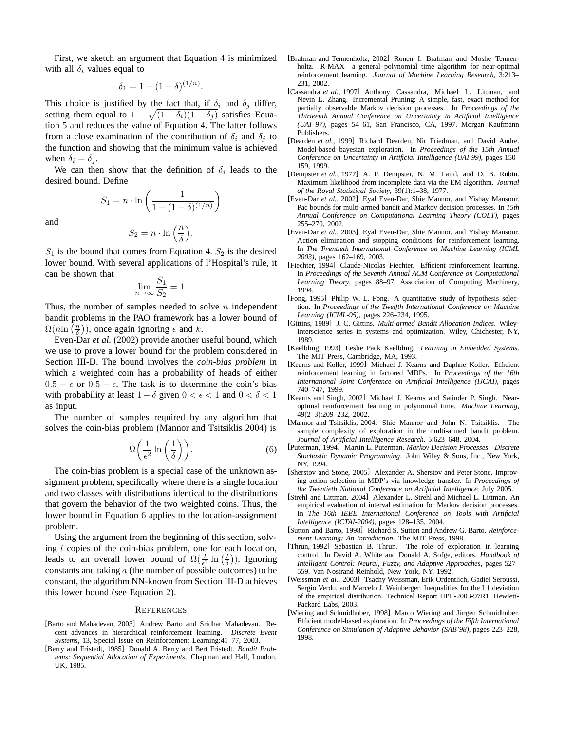First, we sketch an argument that Equation 4 is minimized with all $\delta_i$ values equal to

$$\delta_1 = 1 - (1 - \delta)^{(1/n)}.$$

This choice is justified by the fact that, if $\delta_i$ and $\delta_j$ differ, setting them equal to $1 - \sqrt{(1 - \delta_i)(1 - \delta_j)}$ satisfies Equation 5 and reduces the value of Equation 4. The latter follows from a close examination of the contribution of $\delta_i$ and $\delta_j$ to the function and showing that the minimum value is achieved when $\delta_i = \delta_j$.

We can then show that the definition of $\delta_i$ leads to the desired bound. Define

$$S_1 = n \cdot \ln\left(\frac{1}{1 - (1 - \delta)^{(1/n)}}\right)$$

and

$$S_2 = n \cdot \ln\left(\frac{n}{\delta}\right).$$

$S_1$ is the bound that comes from Equation 4. $S_2$ is the desired lower bound. With several applications of l'Hospital's rule, it can be shown that

$$\lim_{n \to \infty} \frac{S_1}{S_2} = 1.$$

Thus, the number of samples needed to solve $n$ independent bandit problems in the PAO framework has a lower bound of $\Omega(n \ln\left(\frac{n}{\delta}\right))$, once again ignoring $\epsilon$ and $k$.

Even-Dar *et al.* (2002) provide another useful bound, which we use to prove a lower bound for the problem considered in Section III-D. The bound involves the *coin-bias problem* in which a weighted coin has a probability of heads of either $0.5 + \epsilon$ or $0.5 - \epsilon$. The task is to determine the coin's bias with probability at least $1 - \delta$ given $0 < \epsilon < 1$ and $0 < \delta < 1$ as input.

The number of samples required by any algorithm that solves the coin-bias problem (Mannor and Tsitsiklis 2004) is

$$\Omega\left(\frac{1}{\epsilon^2} \ln\left(\frac{1}{\delta}\right)\right). \tag{6}$$

The coin-bias problem is a special case of the unknown assignment problem, specifically where there is a single location and two classes with distributions identical to the distributions that govern the behavior of the two weighted coins. Thus, the lower bound in Equation 6 applies to the location-assignment problem.

Using the argument from the beginning of this section, solving $l$ copies of the coin-bias problem, one for each location, leads to an overall lower bound of $\Omega(\frac{l}{\epsilon^2} \ln\left(\frac{l}{\delta}\right))$. Ignoring constants and taking $a$ (the number of possible outcomes) to be constant, the algorithm NN-known from Section III-D achieves this lower bound (see Equation 2).

## References

[Barto and Mahadevan, 2003] Andrew Barto and Sridhar Mahadevan. Recent advances in hierarchical reinforcement learning. *Discrete Event Systems*, 13, Special Issue on Reinforcement Learning:41–77, 2003.

[Berry and Fristedt, 1985] Donald A. Berry and Bert Fristedt. *Bandit Problems: Sequential Allocation of Experiments*. Chapman and Hall, London, UK, 1985.

[Brafman and Tennenholtz, 2002] Ronen I. Brafman and Moshe Tennenholtz. R-MAX—a general polynomial time algorithm for near-optimal reinforcement learning. *Journal of Machine Learning Research*, 3:213–231, 2002.

[Cassandra *et al.*, 1997] Anthony Cassandra, Michael L. Littman, and Nevin L. Zhang. Incremental Pruning: A simple, fast, exact method for partially observable Markov decision processes. In *Proceedings of the Thirteenth Annual Conference on Uncertainty in Artificial Intelligence (UAI–97)*, pages 54–61, San Francisco, CA, 1997. Morgan Kaufmann Publishers.

[Dearden *et al.*, 1999] Richard Dearden, Nir Friedman, and David Andre. Model-based bayesian exploration. In *Proceedings of the 15th Annual Conference on Uncertainty in Artificial Intelligence (UAI-99)*, pages 150–159, 1999.

[Dempster *et al.*, 1977] A. P. Dempster, N. M. Laird, and D. B. Rubin. Maximum likelihood from incomplete data via the EM algorithm. *Journal of the Royal Statistical Society*, 39(1):1–38, 1977.

[Even-Dar *et al.*, 2002] Eyal Even-Dar, Shie Mannor, and Yishay Mansour. Pac bounds for multi-armed bandit and Markov decision processes. In *15th Annual Conference on Computational Learning Theory (COLT)*, pages 255–270, 2002.

[Even-Dar *et al.*, 2003] Eyal Even-Dar, Shie Mannor, and Yishay Mansour. Action elimination and stopping conditions for reinforcement learning. In *The Twentieth International Conference on Machine Learning (ICML 2003)*, pages 162–169, 2003.

[Fiechter, 1994] Claude-Nicolas Fiechter. Efficient reinforcement learning. In *Proceedings of the Seventh Annual ACM Conference on Computational Learning Theory*, pages 88–97. Association of Computing Machinery, 1994.

[Fong, 1995] Philip W. L. Fong. A quantitative study of hypothesis selection. In *Proceedings of the Twelfth International Conference on Machine Learning (ICML-95)*, pages 226–234, 1995.

[Gittins, 1989] J. C. Gittins. *Multi-armed Bandit Allocation Indices*. Wiley-Interscience series in systems and optimization. Wiley, Chichester, NY, 1989.

[Kaelbling, 1993] Leslie Pack Kaelbling. *Learning in Embedded Systems*. The MIT Press, Cambridge, MA, 1993.

[Kearns and Koller, 1999] Michael J. Kearns and Daphne Koller. Efficient reinforcement learning in factored MDPs. In *Proceedings of the 16th International Joint Conference on Artificial Intelligence (IJCAI)*, pages 740–747, 1999.

[Kearns and Singh, 2002] Michael J. Kearns and Satinder P. Singh. Near-optimal reinforcement learning in polynomial time. *Machine Learning*, 49(2–3):209–232, 2002.

[Mannor and Tsitsiklis, 2004] Shie Mannor and John N. Tsitsiklis. The sample complexity of exploration in the multi-armed bandit problem. *Journal of Artificial Intelligence Research*, 5:623–648, 2004.

[Puterman, 1994] Martin L. Puterman. *Markov Decision Processes—Discrete Stochastic Dynamic Programming*. John Wiley & Sons, Inc., New York, NY, 1994.

[Sherstov and Stone, 2005] Alexander A. Sherstov and Peter Stone. Improving action selection in MDP's via knowledge transfer. In *Proceedings of the Twentieth National Conference on Artificial Intelligence*, July 2005.

[Strehl and Littman, 2004] Alexander L. Strehl and Michael L. Littman. An empirical evaluation of interval estimation for Markov decision processes. In *The 16th IEEE International Conference on Tools with Artificial Intelligence (ICTAI-2004)*, pages 128–135, 2004.

[Sutton and Barto, 1998] Richard S. Sutton and Andrew G. Barto. *Reinforcement Learning: An Introduction*. The MIT Press, 1998.

[Thrun, 1992] Sebastian B. Thrun. The role of exploration in learning control. In David A. White and Donald A. Sofge, editors, *Handbook of Intelligent Control: Neural, Fuzzy, and Adaptive Approaches*, pages 527–559. Van Nostrand Reinhold, New York, NY, 1992.

[Weissman *et al.*, 2003] Tsachy Weissman, Erik Ordentlich, Gadiel Seroussi, Sergio Verdu, and Marcelo J. Weinberger. Inequalities for the L1 deviation of the empirical distribution. Technical Report HPL-2003-97R1, Hewlett-Packard Labs, 2003.

[Wiering and Schmidhuber, 1998] Marco Wiering and Jürgen Schmidhuber. Efficient model-based exploration. In *Proceedings of the Fifth International Conference on Simulation of Adaptive Behavior (SAB'98)*, pages 223–228, 1998.